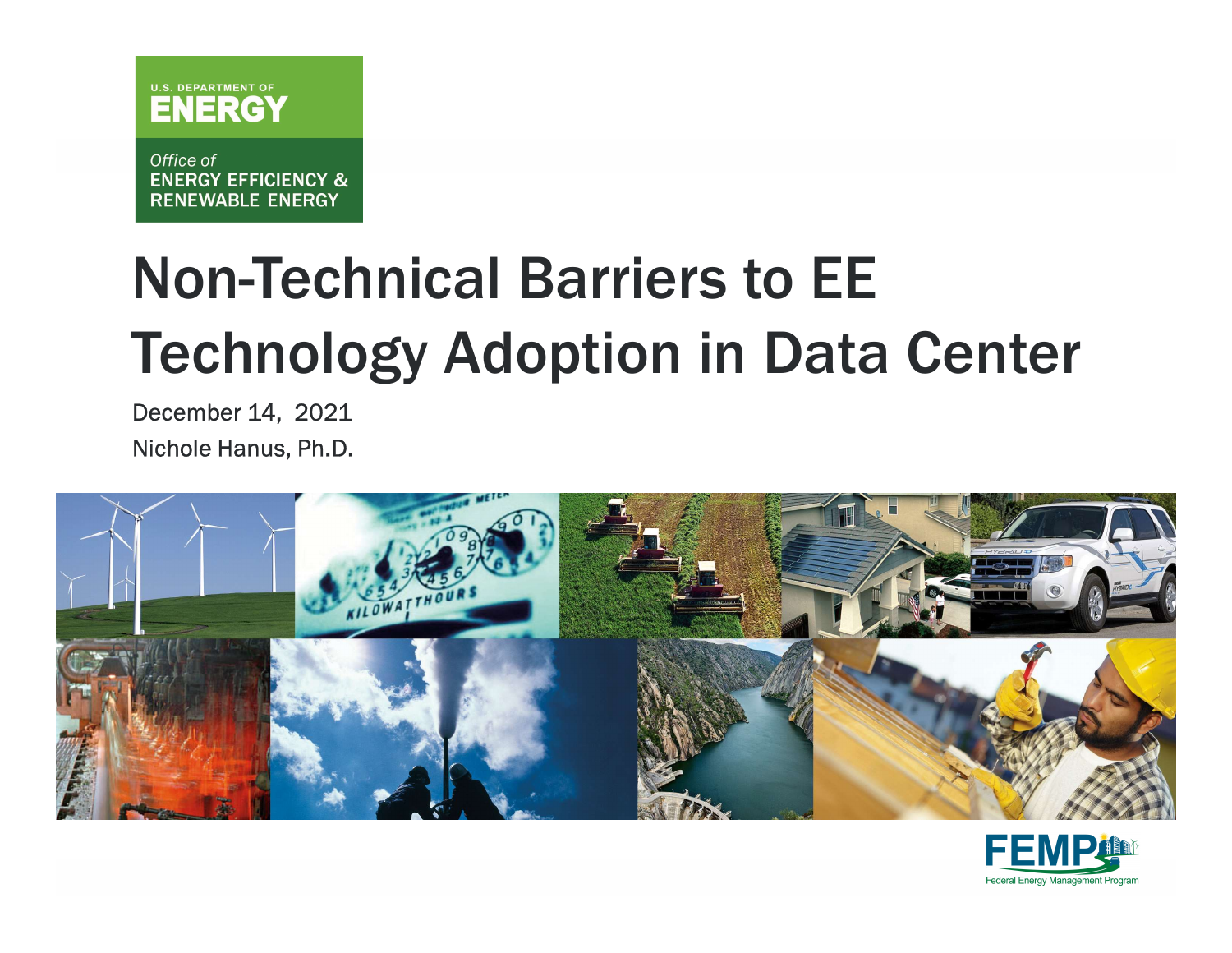U.S. DEPARTMENT OF
ENERGY

*Office of*
ENERGY EFFICIENCY & RENEWABLE ENERGY

# Non-Technical Barriers to EE Technology Adoption in Data Center

December 14, 2021

Nichole Hanus, Ph.D.

FEMP
Federal Energy Management Program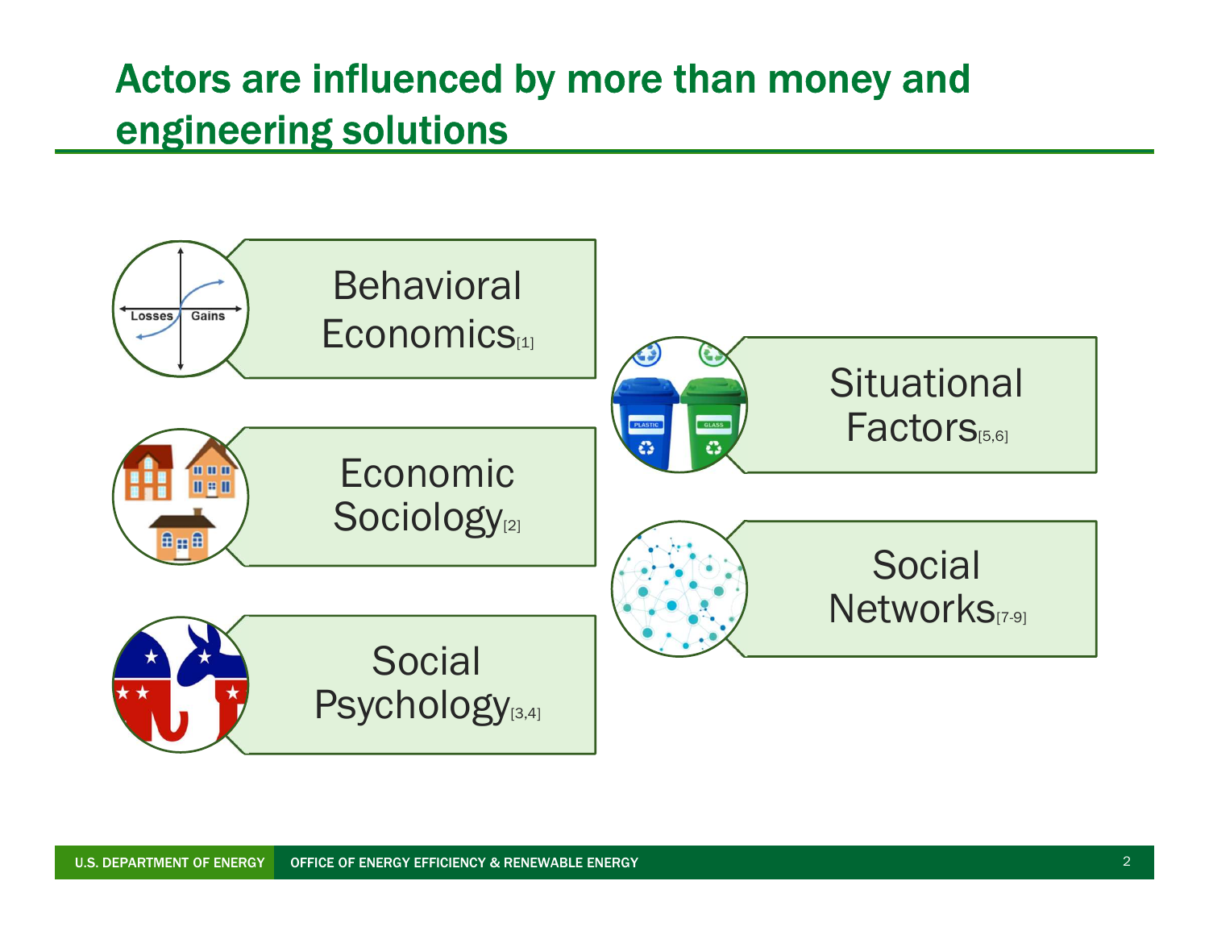# Actors are influenced by more than money and engineering solutions

- Behavioral Economics[1]
- Economic Sociology[2]
- Social Psychology[3,4]
- Situational Factors[5,6]
- Social Networks[7-9]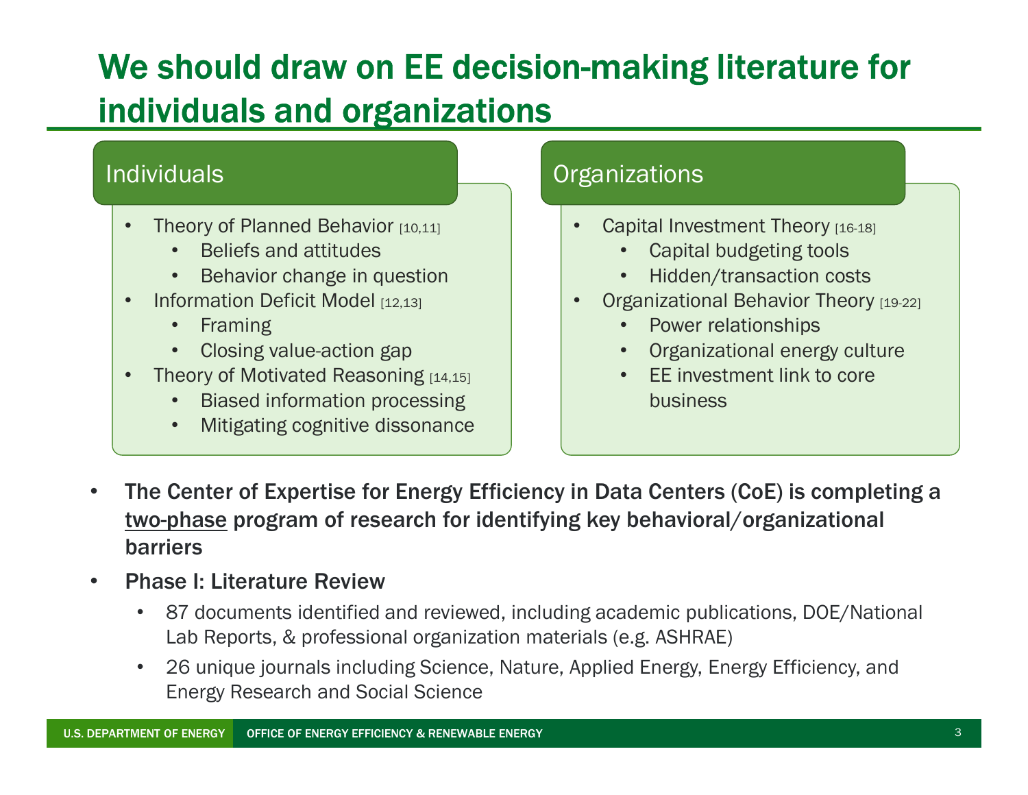# We should draw on EE decision-making literature for individuals and organizations

## Individuals

- Theory of Planned Behavior [10,11]
  - Beliefs and attitudes
  - Behavior change in question
- Information Deficit Model [12,13]
  - Framing
  - Closing value-action gap
- Theory of Motivated Reasoning [14,15]
  - Biased information processing
  - Mitigating cognitive dissonance

## Organizations

- Capital Investment Theory [16-18]
  - Capital budgeting tools
  - Hidden/transaction costs
- Organizational Behavior Theory [19-22]
  - Power relationships
  - Organizational energy culture
  - EE investment link to core business

- **The Center of Expertise for Energy Efficiency in Data Centers (CoE) is completing a <u>two-phase</u> program of research for identifying key behavioral/organizational barriers**
- **Phase I: Literature Review**
  - 87 documents identified and reviewed, including academic publications, DOE/National Lab Reports, & professional organization materials (e.g. ASHRAE)
  - 26 unique journals including Science, Nature, Applied Energy, Energy Efficiency, and Energy Research and Social Science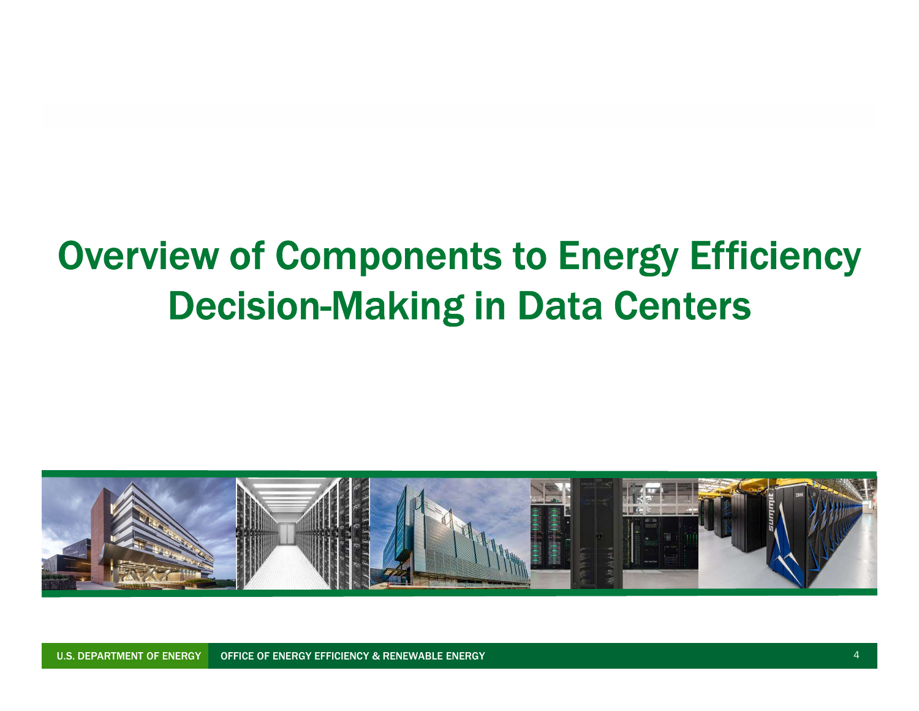# Overview of Components to Energy Efficiency Decision-Making in Data Centers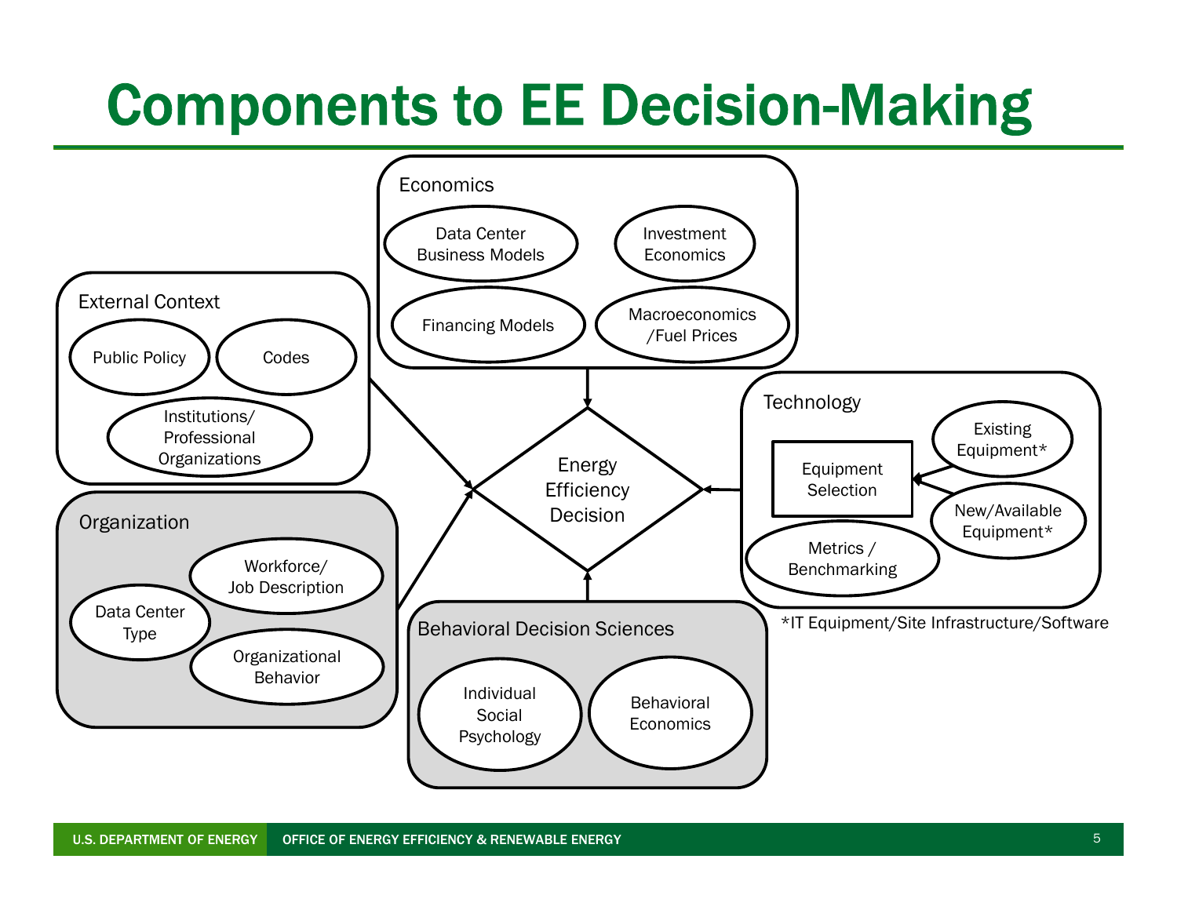# Components to EE Decision-Making

**Economics**
- Data Center Business Models
- Investment Economics
- Financing Models
- Macroeconomics /Fuel Prices

**External Context**
- Public Policy
- Codes
- Institutions/ Professional Organizations

**Organization**
- Data Center Type
- Workforce/ Job Description
- Organizational Behavior

**Behavioral Decision Sciences**
- Individual Social Psychology
- Behavioral Economics

**Technology**
- Equipment Selection
- Existing Equipment*
- New/Available Equipment*
- Metrics / Benchmarking

**Energy Efficiency Decision**

*IT Equipment/Site Infrastructure/Software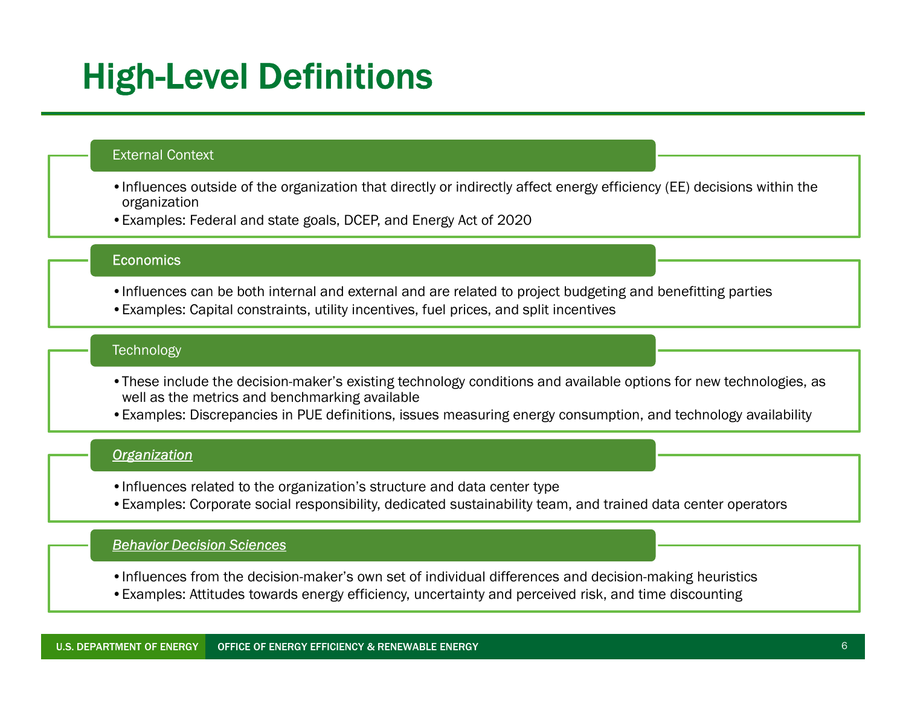# High-Level Definitions

## External Context

- Influences outside of the organization that directly or indirectly affect energy efficiency (EE) decisions within the organization
- Examples: Federal and state goals, DCEP, and Energy Act of 2020

## Economics

- Influences can be both internal and external and are related to project budgeting and benefitting parties
- Examples: Capital constraints, utility incentives, fuel prices, and split incentives

## Technology

- These include the decision-maker's existing technology conditions and available options for new technologies, as well as the metrics and benchmarking available
- Examples: Discrepancies in PUE definitions, issues measuring energy consumption, and technology availability

## *Organization*

- Influences related to the organization's structure and data center type
- Examples: Corporate social responsibility, dedicated sustainability team, and trained data center operators

## *Behavior Decision Sciences*

- Influences from the decision-maker's own set of individual differences and decision-making heuristics
- Examples: Attitudes towards energy efficiency, uncertainty and perceived risk, and time discounting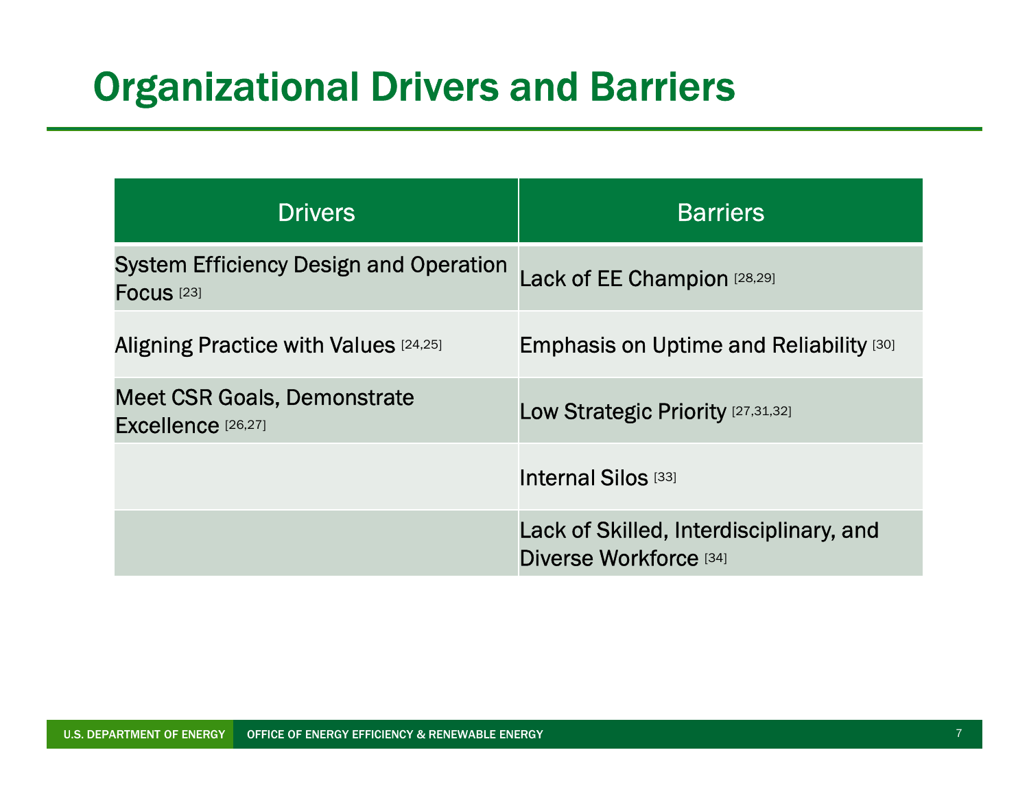# Organizational Drivers and Barriers

| Drivers | Barriers |
|---|---|
| System Efficiency Design and Operation Focus [23] | Lack of EE Champion [28,29] |
| Aligning Practice with Values [24,25] | Emphasis on Uptime and Reliability [30] |
| Meet CSR Goals, Demonstrate Excellence [26,27] | Low Strategic Priority [27,31,32] |
| | Internal Silos [33] |
| | Lack of Skilled, Interdisciplinary, and Diverse Workforce [34] |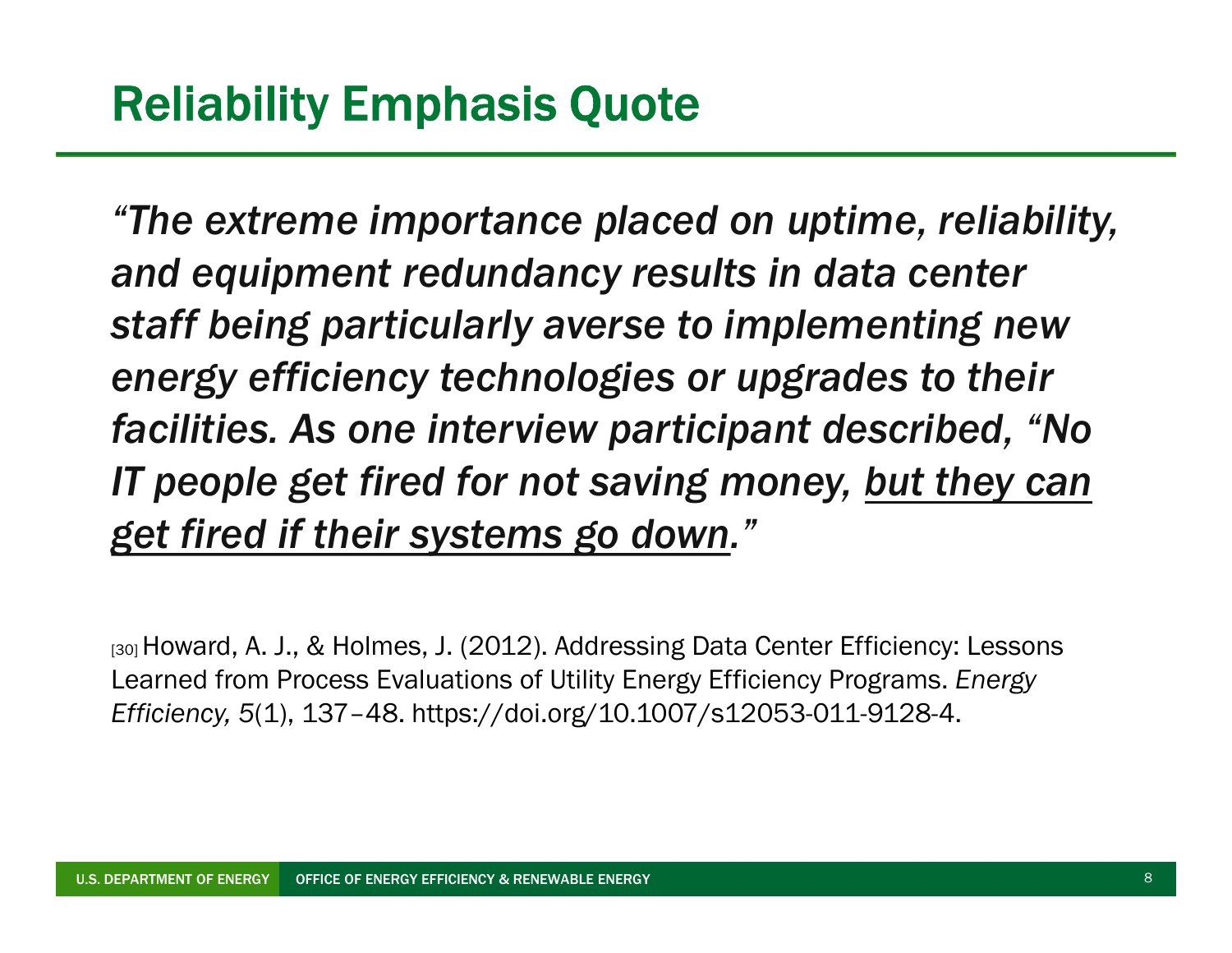## Reliability Emphasis Quote

*"The extreme importance placed on uptime, reliability, and equipment redundancy results in data center staff being particularly averse to implementing new energy efficiency technologies or upgrades to their facilities. As one interview participant described, "No IT people get fired for not saving money, <u>but they can get fired if their systems go down</u>."*

[30] Howard, A. J., & Holmes, J. (2012). Addressing Data Center Efficiency: Lessons Learned from Process Evaluations of Utility Energy Efficiency Programs. *Energy Efficiency,* 5(1), 137–48. https://doi.org/10.1007/s12053-011-9128-4.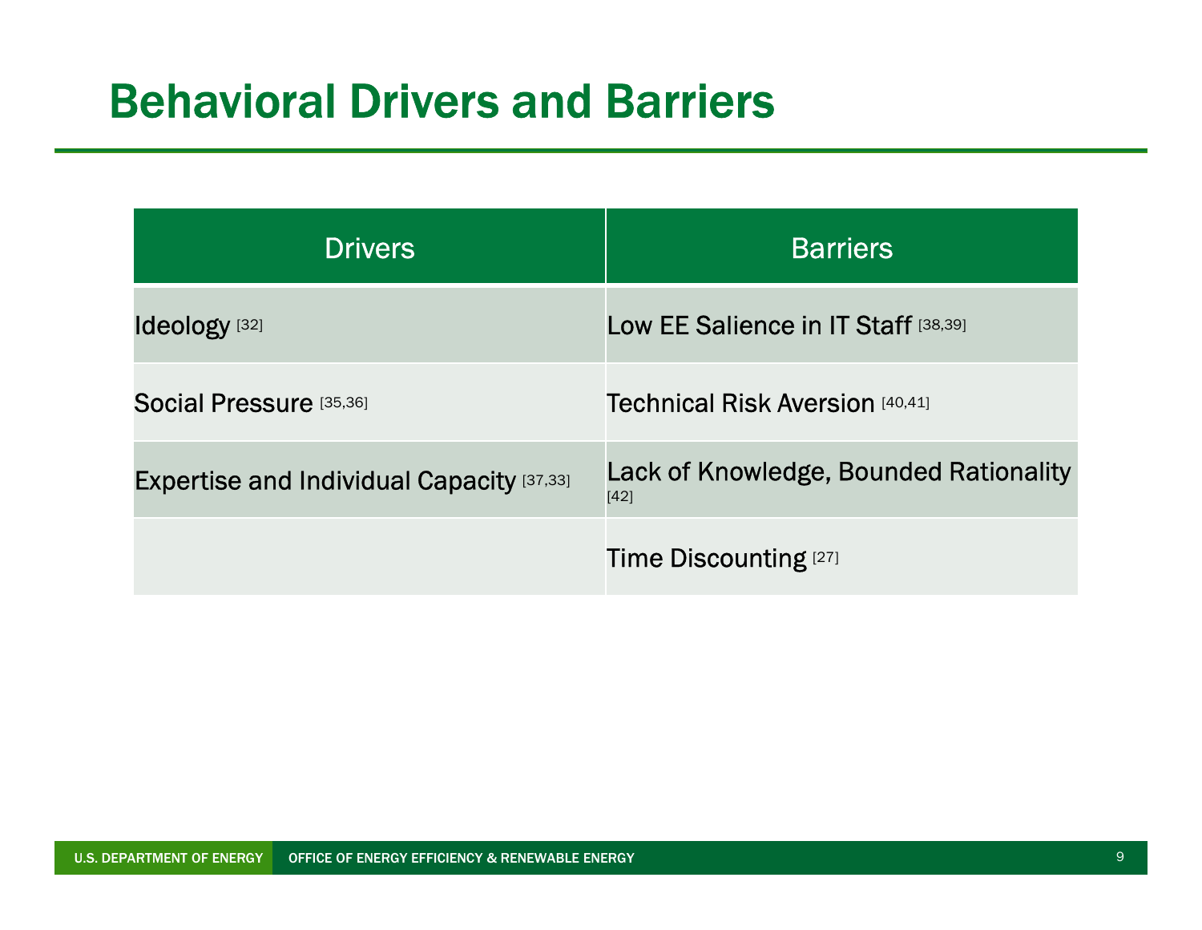# Behavioral Drivers and Barriers

| Drivers | Barriers |
| --- | --- |
| Ideology [32] | Low EE Salience in IT Staff [38,39] |
| Social Pressure [35,36] | Technical Risk Aversion [40,41] |
| Expertise and Individual Capacity [37,33] | Lack of Knowledge, Bounded Rationality [42] |
| | Time Discounting [27] |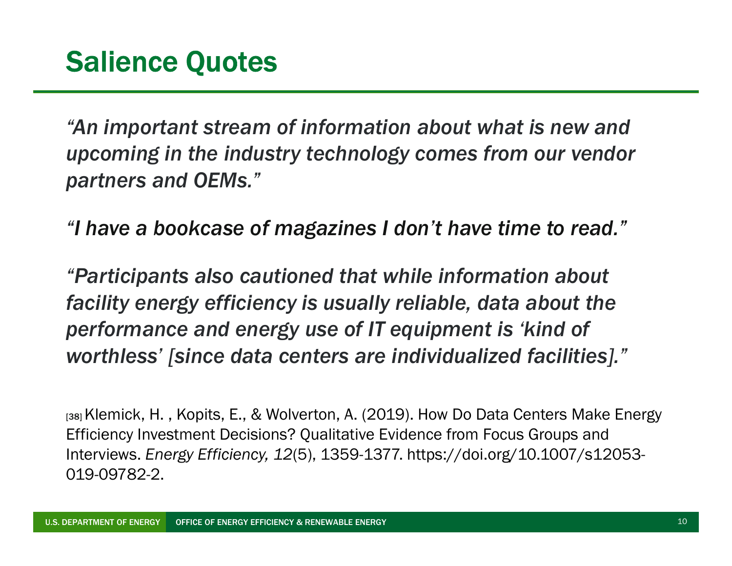# Salience Quotes

*"An important stream of information about what is new and upcoming in the industry technology comes from our vendor partners and OEMs."*

*"I have a bookcase of magazines I don't have time to read."*

*"Participants also cautioned that while information about facility energy efficiency is usually reliable, data about the performance and energy use of IT equipment is 'kind of worthless' [since data centers are individualized facilities]."*

[38] Klemick, H. , Kopits, E., & Wolverton, A. (2019). How Do Data Centers Make Energy Efficiency Investment Decisions? Qualitative Evidence from Focus Groups and Interviews. *Energy Efficiency, 12*(5), 1359-1377. https://doi.org/10.1007/s12053-019-09782-2.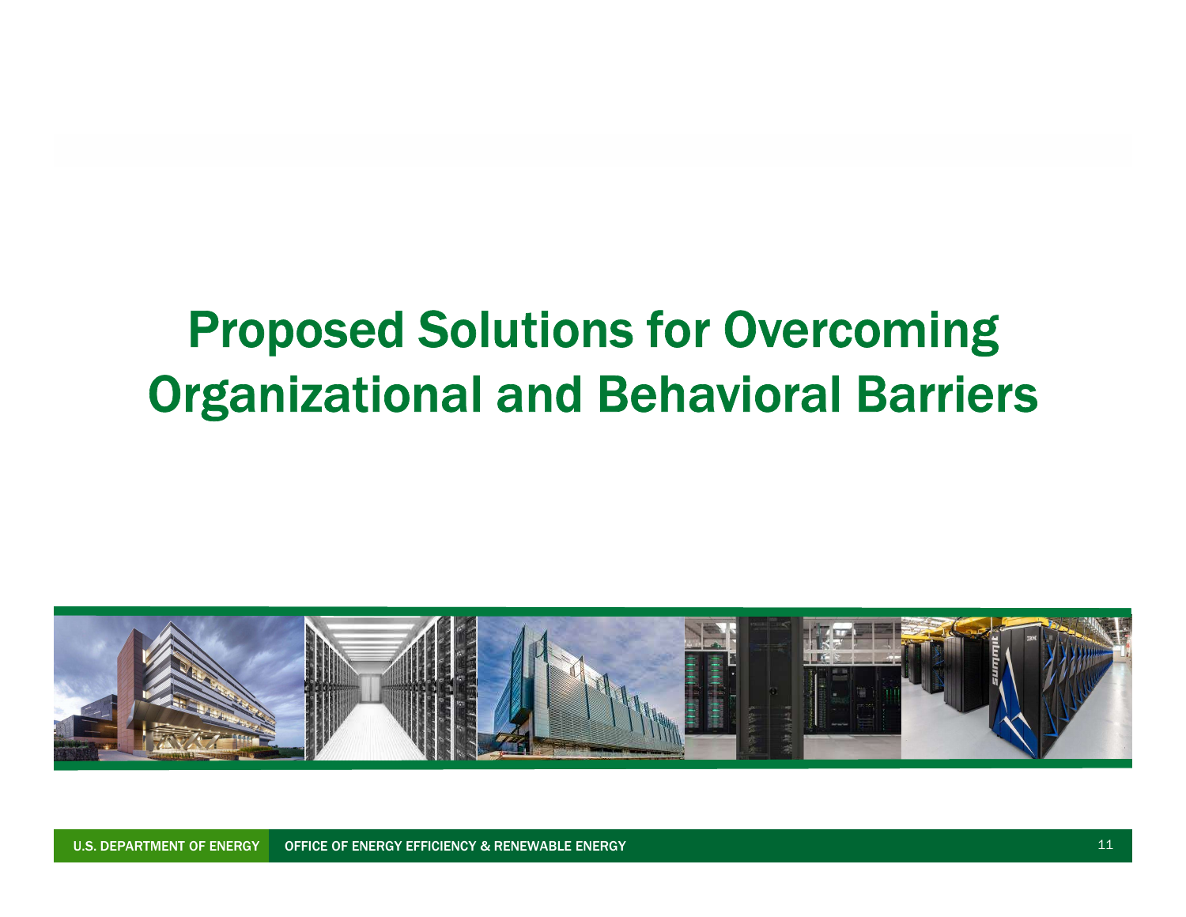# Proposed Solutions for Overcoming Organizational and Behavioral Barriers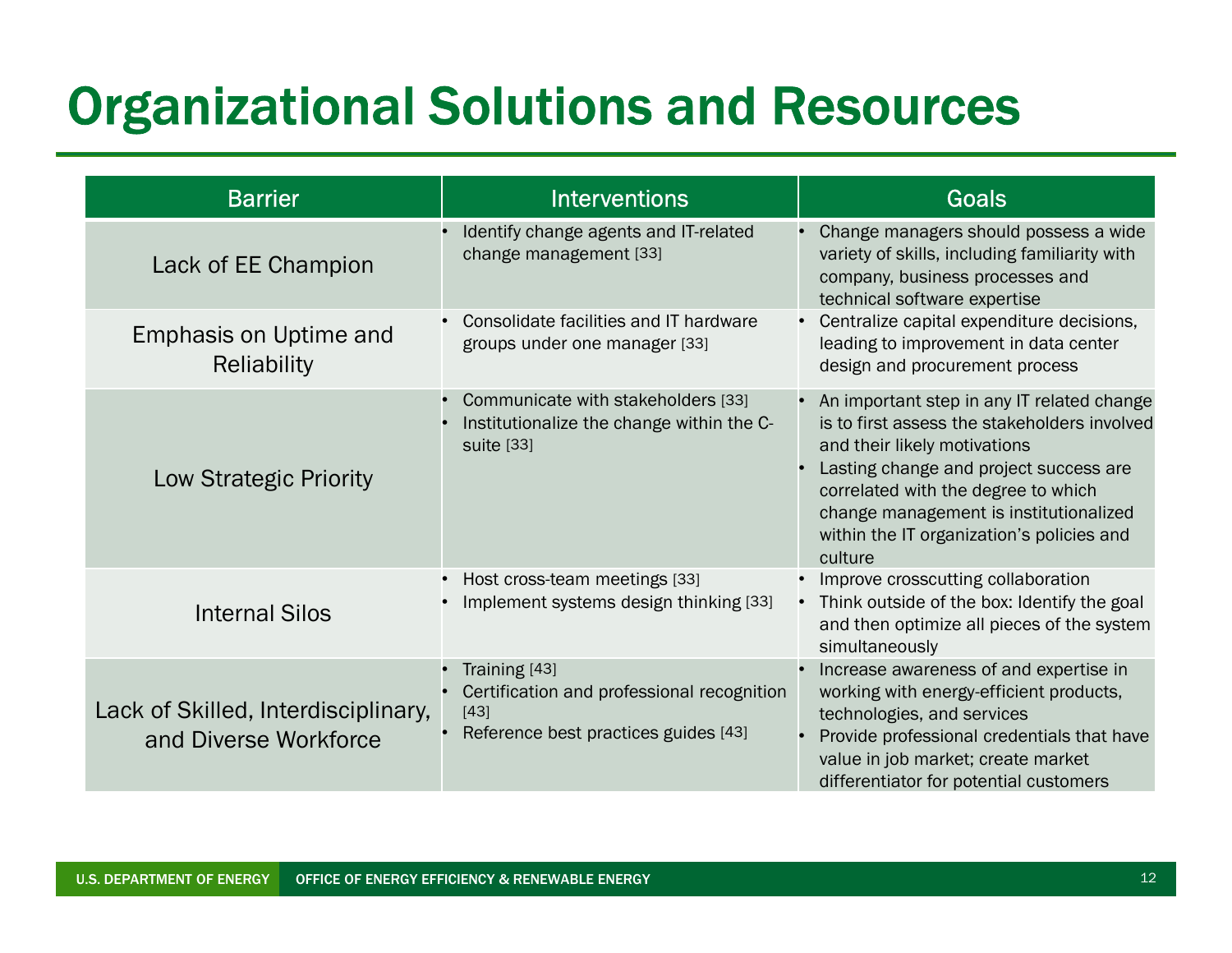# Organizational Solutions and Resources

| Barrier | Interventions | Goals |
|---|---|---|
| Lack of EE Champion | • Identify change agents and IT-related change management [33] | • Change managers should possess a wide variety of skills, including familiarity with company, business processes and technical software expertise |
| Emphasis on Uptime and Reliability | • Consolidate facilities and IT hardware groups under one manager [33] | • Centralize capital expenditure decisions, leading to improvement in data center design and procurement process |
| Low Strategic Priority | • Communicate with stakeholders [33]<br>• Institutionalize the change within the C-suite [33] | • An important step in any IT related change is to first assess the stakeholders involved and their likely motivations<br>• Lasting change and project success are correlated with the degree to which change management is institutionalized within the IT organization's policies and culture |
| Internal Silos | • Host cross-team meetings [33]<br>• Implement systems design thinking [33] | • Improve crosscutting collaboration<br>• Think outside of the box: Identify the goal and then optimize all pieces of the system simultaneously |
| Lack of Skilled, Interdisciplinary, and Diverse Workforce | • Training [43]<br>• Certification and professional recognition [43]<br>• Reference best practices guides [43] | • Increase awareness of and expertise in working with energy-efficient products, technologies, and services<br>• Provide professional credentials that have value in job market; create market differentiator for potential customers |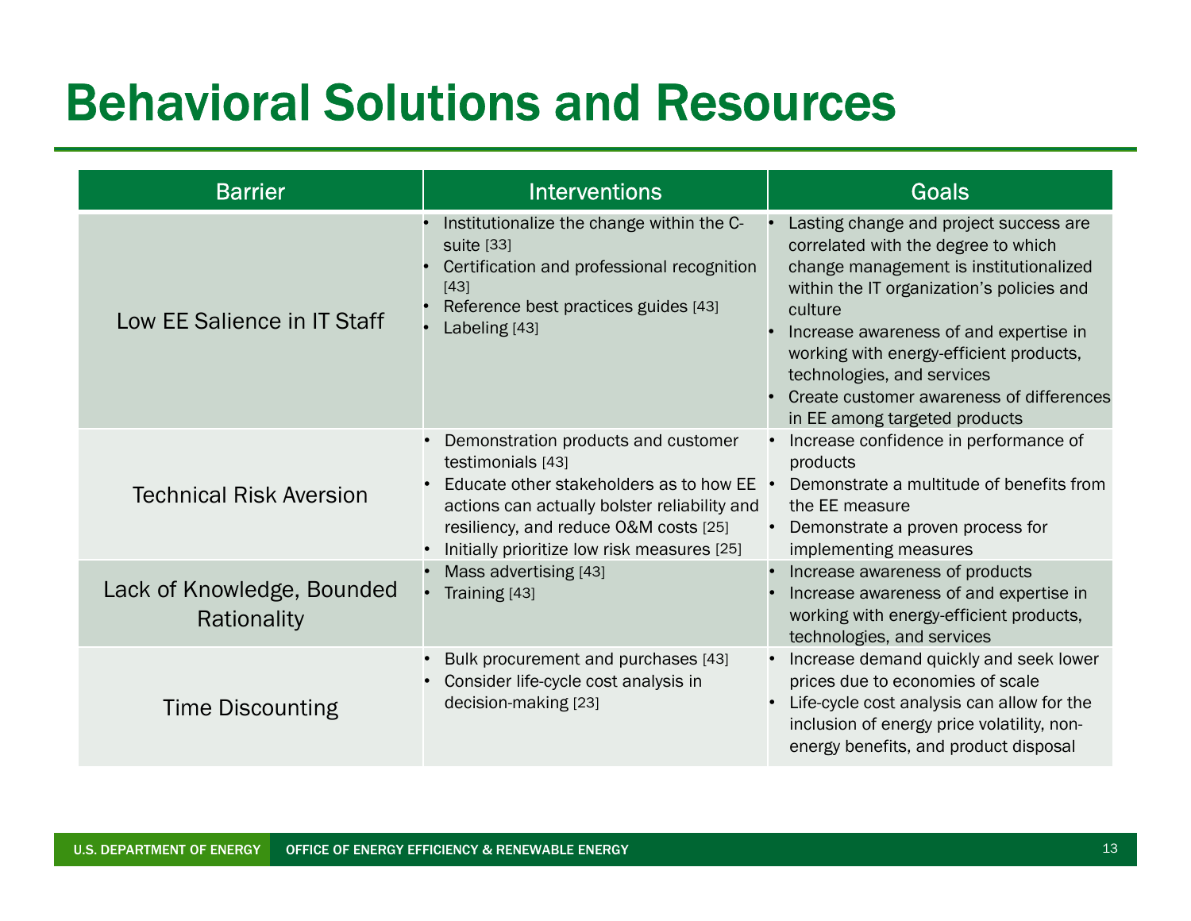# Behavioral Solutions and Resources

| Barrier | Interventions | Goals |
|---|---|---|
| Low EE Salience in IT Staff | • Institutionalize the change within the C-suite [33]<br>• Certification and professional recognition [43]<br>• Reference best practices guides [43]<br>• Labeling [43] | • Lasting change and project success are correlated with the degree to which change management is institutionalized within the IT organization's policies and culture<br>• Increase awareness of and expertise in working with energy-efficient products, technologies, and services<br>• Create customer awareness of differences in EE among targeted products |
| Technical Risk Aversion | • Demonstration products and customer testimonials [43]<br>• Educate other stakeholders as to how EE actions can actually bolster reliability and resiliency, and reduce O&M costs [25]<br>• Initially prioritize low risk measures [25] | • Increase confidence in performance of products<br>• Demonstrate a multitude of benefits from the EE measure<br>• Demonstrate a proven process for implementing measures |
| Lack of Knowledge, Bounded Rationality | • Mass advertising [43]<br>• Training [43] | • Increase awareness of products<br>• Increase awareness of and expertise in working with energy-efficient products, technologies, and services |
| Time Discounting | • Bulk procurement and purchases [43]<br>• Consider life-cycle cost analysis in decision-making [23] | • Increase demand quickly and seek lower prices due to economies of scale<br>• Life-cycle cost analysis can allow for the inclusion of energy price volatility, non-energy benefits, and product disposal |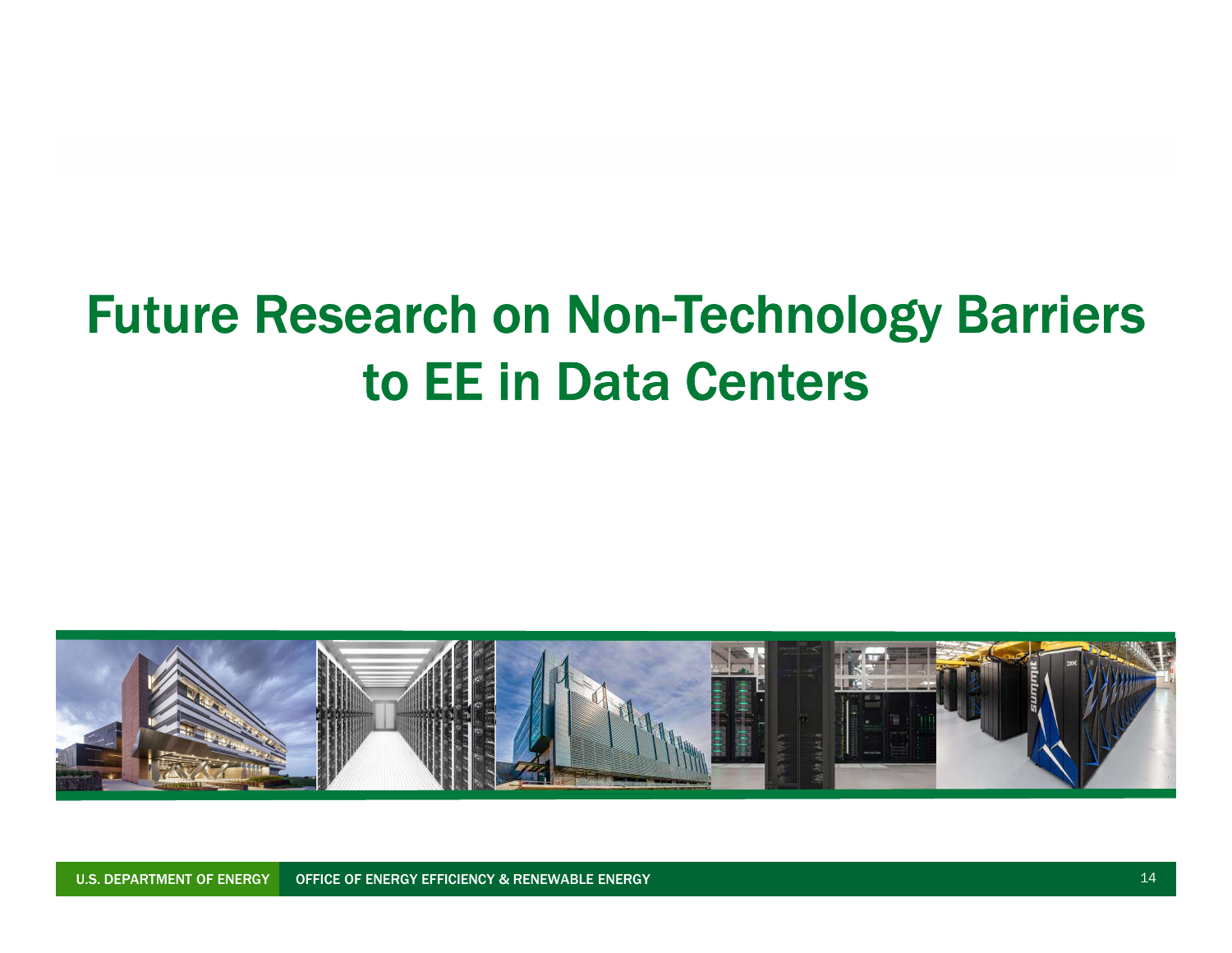# Future Research on Non-Technology Barriers to EE in Data Centers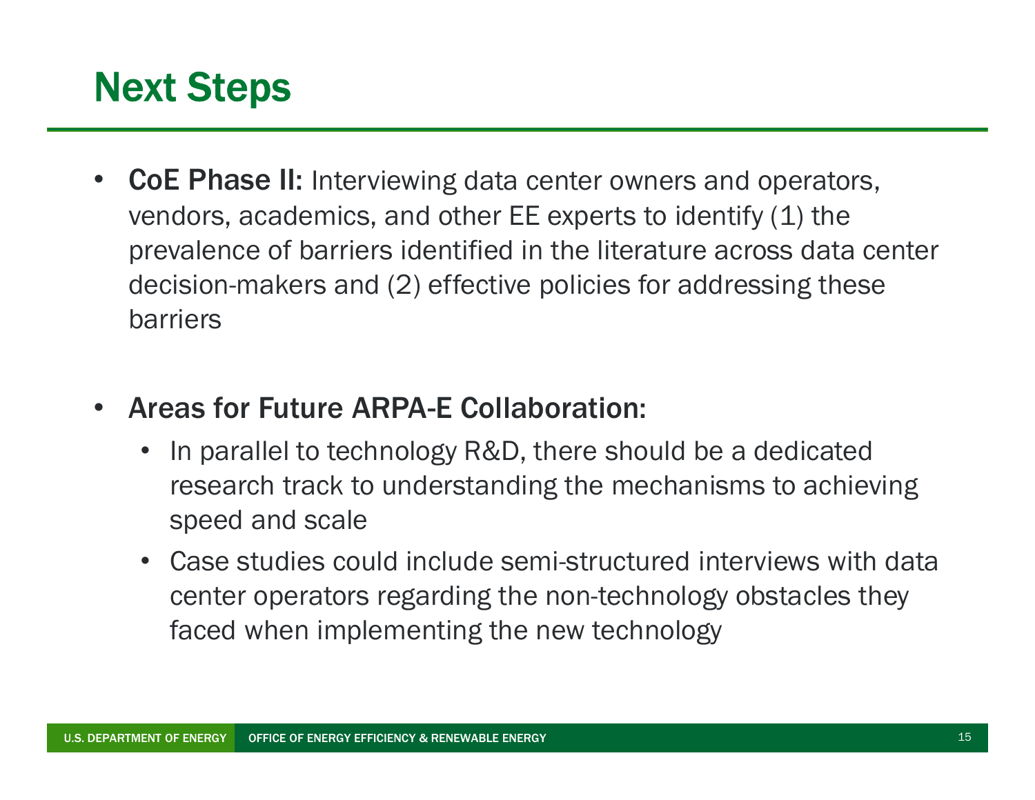# Next Steps

- **CoE Phase II:** Interviewing data center owners and operators, vendors, academics, and other EE experts to identify (1) the prevalence of barriers identified in the literature across data center decision-makers and (2) effective policies for addressing these barriers

- **Areas for Future ARPA-E Collaboration:**
  - In parallel to technology R&D, there should be a dedicated research track to understanding the mechanisms to achieving speed and scale
  - Case studies could include semi-structured interviews with data center operators regarding the non-technology obstacles they faced when implementing the new technology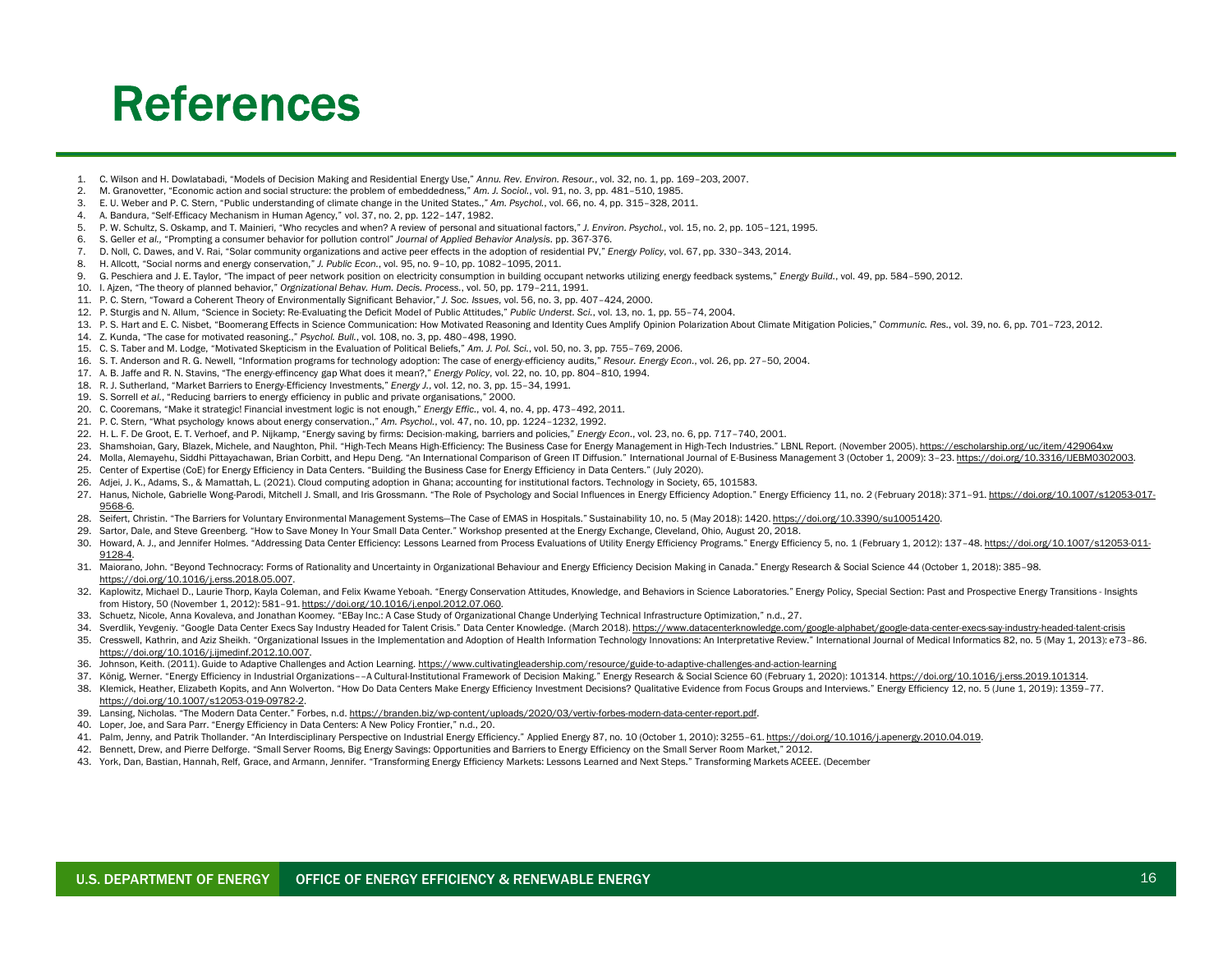# References

1. C. Wilson and H. Dowlatabadi, "Models of Decision Making and Residential Energy Use," *Annu. Rev. Environ. Resour.*, vol. 32, no. 1, pp. 169–203, 2007.
2. M. Granovetter, "Economic action and social structure: the problem of embeddedness," *Am. J. Sociol.*, vol. 91, no. 3, pp. 481–510, 1985.
3. E. U. Weber and P. C. Stern, "Public understanding of climate change in the United States.," *Am. Psychol.*, vol. 66, no. 4, pp. 315–328, 2011.
4. A. Bandura, "Self-Efficacy Mechanism in Human Agency," vol. 37, no. 2, pp. 122–147, 1982.
5. P. W. Schultz, S. Oskamp, and T. Mainieri, "Who recycles and when? A review of personal and situational factors," *J. Environ. Psychol.*, vol. 15, no. 2, pp. 105–121, 1995.
6. S. Geller *et al.,* "Prompting a consumer behavior for pollution control" *Journal of Applied Behavior Analysis*. pp. 367-376.
7. D. Noll, C. Dawes, and V. Rai, "Solar community organizations and active peer effects in the adoption of residential PV," *Energy Policy*, vol. 67, pp. 330–343, 2014.
8. H. Allcott, "Social norms and energy conservation," *J. Public Econ.*, vol. 95, no. 9–10, pp. 1082–1095, 2011.
9. G. Peschiera and J. E. Taylor, "The impact of peer network position on electricity consumption in building occupant networks utilizing energy feedback systems," *Energy Build.*, vol. 49, pp. 584–590, 2012.
10. I. Ajzen, "The theory of planned behavior," *Orgnizational Behav. Hum. Decis. Process.*, vol. 50, pp. 179–211, 1991.
11. P. C. Stern, "Toward a Coherent Theory of Environmentally Significant Behavior," *J. Soc. Issues*, vol. 56, no. 3, pp. 407–424, 2000.
12. P. Sturgis and N. Allum, "Science in Society: Re-Evaluating the Deficit Model of Public Attitudes," *Public Underst. Sci.*, vol. 13, no. 1, pp. 55–74, 2004.
13. P. S. Hart and E. C. Nisbet, "Boomerang Effects in Science Communication: How Motivated Reasoning and Identity Cues Amplify Opinion Polarization About Climate Mitigation Policies," *Communic. Res.*, vol. 39, no. 6, pp. 701–723, 2012.
14. Z. Kunda, "The case for motivated reasoning.," *Psychol. Bull.*, vol. 108, no. 3, pp. 480–498, 1990.
15. C. S. Taber and M. Lodge, "Motivated Skepticism in the Evaluation of Political Beliefs," *Am. J. Pol. Sci.*, vol. 50, no. 3, pp. 755–769, 2006.
16. S. T. Anderson and R. G. Newell, "Information programs for technology adoption: The case of energy-efficiency audits," *Resour. Energy Econ.*, vol. 26, pp. 27–50, 2004.
17. A. B. Jaffe and R. N. Stavins, "The energy-effincency gap What does it mean?," *Energy Policy*, vol. 22, no. 10, pp. 804–810, 1994.
18. R. J. Sutherland, "Market Barriers to Energy-Efficiency Investments," *Energy J.*, vol. 12, no. 3, pp. 15–34, 1991.
19. S. Sorrell *et al.*, "Reducing barriers to energy efficiency in public and private organisations," 2000.
20. C. Cooremans, "Make it strategic! Financial investment logic is not enough," *Energy Effic.*, vol. 4, no. 4, pp. 473–492, 2011.
21. P. C. Stern, "What psychology knows about energy conservation.," *Am. Psychol.*, vol. 47, no. 10, pp. 1224–1232, 1992.
22. H. L. F. De Groot, E. T. Verhoef, and P. Nijkamp, "Energy saving by firms: Decision-making, barriers and policies," *Energy Econ.*, vol. 23, no. 6, pp. 717–740, 2001.
23. Shamshoian, Gary, Blazek, Michele, and Naughton, Phil. "High-Tech Means High-Efficiency: The Business Case for Energy Management in High-Tech Industries." LBNL Report. (November 2005). https://escholarship.org/uc/item/429064xw
24. Molla, Alemayehu, Siddhi Pittayachawan, Brian Corbitt, and Hepu Deng. "An International Comparison of Green IT Diffusion." International Journal of E-Business Management 3 (October 1, 2009): 3–23. https://doi.org/10.3316/IJEBM0302003.
25. Center of Expertise (CoE) for Energy Efficiency in Data Centers. "Building the Business Case for Energy Efficiency in Data Centers." (July 2020).
26. Adjei, J. K., Adams, S., & Mamattah, L. (2021). Cloud computing adoption in Ghana; accounting for institutional factors. Technology in Society, 65, 101583.
27. Hanus, Nichole, Gabrielle Wong-Parodi, Mitchell J. Small, and Iris Grossmann. "The Role of Psychology and Social Influences in Energy Efficiency Adoption." Energy Efficiency 11, no. 2 (February 2018): 371–91. https://doi.org/10.1007/s12053-017-9568-6.
28. Seifert, Christin. "The Barriers for Voluntary Environmental Management Systems—The Case of EMAS in Hospitals." Sustainability 10, no. 5 (May 2018): 1420. https://doi.org/10.3390/su10051420.
29. Sartor, Dale, and Steve Greenberg. "How to Save Money In Your Small Data Center." Workshop presented at the Energy Exchange, Cleveland, Ohio, August 20, 2018.
30. Howard, A. J., and Jennifer Holmes. "Addressing Data Center Efficiency: Lessons Learned from Process Evaluations of Utility Energy Efficiency Programs." Energy Efficiency 5, no. 1 (February 1, 2012): 137–48. https://doi.org/10.1007/s12053-011-9128-4.
31. Maiorano, John. "Beyond Technocracy: Forms of Rationality and Uncertainty in Organizational Behaviour and Energy Efficiency Decision Making in Canada." Energy Research & Social Science 44 (October 1, 2018): 385–98. https://doi.org/10.1016/j.erss.2018.05.007.
32. Kaplowitz, Michael D., Laurie Thorp, Kayla Coleman, and Felix Kwame Yeboah. "Energy Conservation Attitudes, Knowledge, and Behaviors in Science Laboratories." Energy Policy, Special Section: Past and Prospective Energy Transitions - Insights from History, 50 (November 1, 2012): 581–91. https://doi.org/10.1016/j.enpol.2012.07.060.
33. Schuetz, Nicole, Anna Kovaleva, and Jonathan Koomey. "EBay Inc.: A Case Study of Organizational Change Underlying Technical Infrastructure Optimization," n.d., 27.
34. Sverdlik, Yevgeniy. "Google Data Center Execs Say Industry Headed for Talent Crisis." Data Center Knowledge. (March 2018). https://www.datacenterknowledge.com/google-alphabet/google-data-center-execs-say-industry-headed-talent-crisis
35. Cresswell, Kathrin, and Aziz Sheikh. "Organizational Issues in the Implementation and Adoption of Health Information Technology Innovations: An Interpretative Review." International Journal of Medical Informatics 82, no. 5 (May 1, 2013): e73–86. https://doi.org/10.1016/j.ijmedinf.2012.10.007.
36. Johnson, Keith. (2011). Guide to Adaptive Challenges and Action Learning. https://www.cultivatingleadership.com/resource/guide-to-adaptive-challenges-and-action-learning
37. König, Werner. "Energy Efficiency in Industrial Organizations––A Cultural-Institutional Framework of Decision Making." Energy Research & Social Science 60 (February 1, 2020): 101314. https://doi.org/10.1016/j.erss.2019.101314.
38. Klemick, Heather, Elizabeth Kopits, and Ann Wolverton. "How Do Data Centers Make Energy Efficiency Investment Decisions? Qualitative Evidence from Focus Groups and Interviews." Energy Efficiency 12, no. 5 (June 1, 2019): 1359–77. https://doi.org/10.1007/s12053-019-09782-2.
39. Lansing, Nicholas. "The Modern Data Center." Forbes, n.d. https://branden.biz/wp-content/uploads/2020/03/vertiv-forbes-modern-data-center-report.pdf.
40. Loper, Joe, and Sara Parr. "Energy Efficiency in Data Centers: A New Policy Frontier," n.d., 20.
41. Palm, Jenny, and Patrik Thollander. "An Interdisciplinary Perspective on Industrial Energy Efficiency." Applied Energy 87, no. 10 (October 1, 2010): 3255–61. https://doi.org/10.1016/j.apenergy.2010.04.019.
42. Bennett, Drew, and Pierre Delforge. "Small Server Rooms, Big Energy Savings: Opportunities and Barriers to Energy Efficiency on the Small Server Room Market," 2012.
43. York, Dan, Bastian, Hannah, Relf, Grace, and Armann, Jennifer. "Transforming Energy Efficiency Markets: Lessons Learned and Next Steps." Transforming Markets ACEEE. (December

U.S. DEPARTMENT OF ENERGY OFFICE OF ENERGY EFFICIENCY & RENEWABLE ENERGY